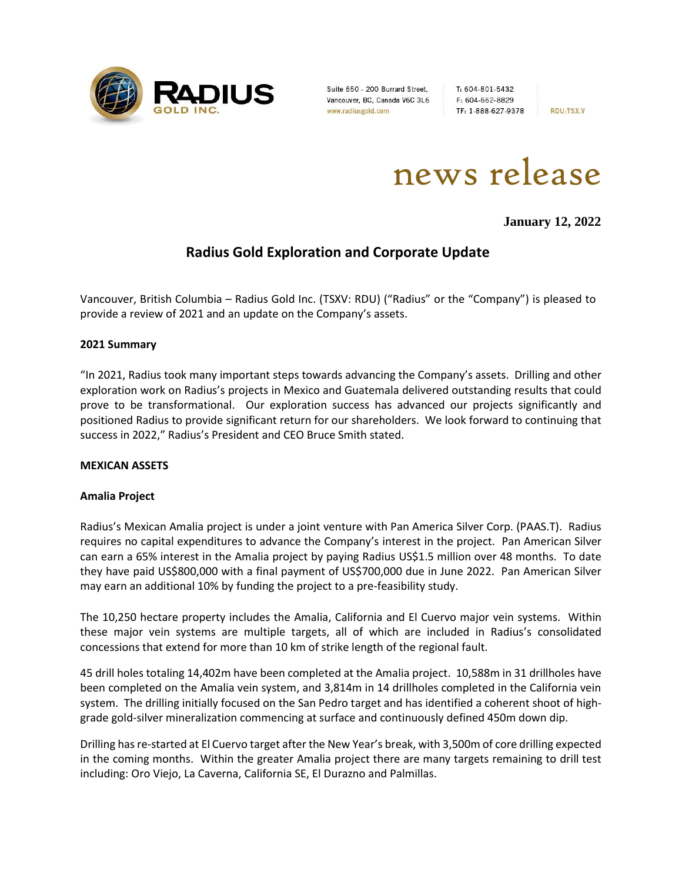# news release

**January 12, 2022**

## Radius Gold Exploration and Corporate Update

Vancouver, British Columbia – Radius Gold Inc. (TSXV: RDU) ("Radius" or the "Company") is pleased to provide a review of 2021 and an update on the Company's assets.

### 2021 Summary

"In 2021, Radius took many important steps towards advancing the Company's assets. Drilling and other exploration work on Radius's projects in Mexico and Guatemala delivered outstanding results that could prove to be transformational. Our exploration success has advanced our projects significantly and positioned Radius to provide significant return for our shareholders. We look forward to continuing that success in 2022," Radius's President and CEO Bruce Smith stated.

### MEXICAN ASSETS

### Amalia Project

Radius's Mexican Amalia project is under a joint venture with Pan America Silver Corp. (PAAS.T). Radius requires no capital expenditures to advance the Company's interest in the project. Pan American Silver can earn a 65% interest in the Amalia project by paying Radius US$1.5 million over 48 months. To date they have paid US$800,000 with a final payment of US$700,000 due in June 2022. Pan American Silver may earn an additional 10% by funding the project to a pre-feasibility study.

The 10,250 hectare property includes the Amalia, California and El Cuervo major vein systems. Within these major vein systems are multiple targets, all of which are included in Radius's consolidated concessions that extend for more than 10 km of strike length of the regional fault.

45 drill holes totaling 14,402m have been completed at the Amalia project. 10,588m in 31 drillholes have been completed on the Amalia vein system, and 3,814m in 14 drillholes completed in the California vein system. The drilling initially focused on the San Pedro target and has identified a coherent shoot of high-grade gold-silver mineralization commencing at surface and continuously defined 450m down dip.

Drilling has re-started at El Cuervo target after the New Year's break, with 3,500m of core drilling expected in the coming months. Within the greater Amalia project there are many targets remaining to drill test including: Oro Viejo, La Caverna, California SE, El Durazno and Palmillas.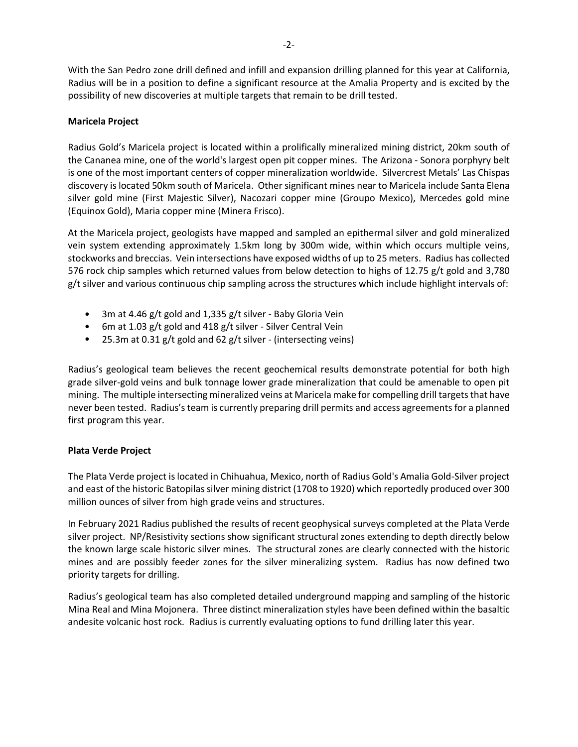With the San Pedro zone drill defined and infill and expansion drilling planned for this year at California, Radius will be in a position to define a significant resource at the Amalia Property and is excited by the possibility of new discoveries at multiple targets that remain to be drill tested.

**Maricela Project**

Radius Gold's Maricela project is located within a prolifically mineralized mining district, 20km south of the Cananea mine, one of the world's largest open pit copper mines. The Arizona - Sonora porphyry belt is one of the most important centers of copper mineralization worldwide. Silvercrest Metals' Las Chispas discovery is located 50km south of Maricela. Other significant mines near to Maricela include Santa Elena silver gold mine (First Majestic Silver), Nacozari copper mine (Groupo Mexico), Mercedes gold mine (Equinox Gold), Maria copper mine (Minera Frisco).

At the Maricela project, geologists have mapped and sampled an epithermal silver and gold mineralized vein system extending approximately 1.5km long by 300m wide, within which occurs multiple veins, stockworks and breccias. Vein intersections have exposed widths of up to 25 meters. Radius has collected 576 rock chip samples which returned values from below detection to highs of 12.75 g/t gold and 3,780 g/t silver and various continuous chip sampling across the structures which include highlight intervals of:

- 3m at 4.46 g/t gold and 1,335 g/t silver - Baby Gloria Vein
- 6m at 1.03 g/t gold and 418 g/t silver - Silver Central Vein
- 25.3m at 0.31 g/t gold and 62 g/t silver - (intersecting veins)

Radius's geological team believes the recent geochemical results demonstrate potential for both high grade silver-gold veins and bulk tonnage lower grade mineralization that could be amenable to open pit mining. The multiple intersecting mineralized veins at Maricela make for compelling drill targets that have never been tested. Radius's team is currently preparing drill permits and access agreements for a planned first program this year.

**Plata Verde Project**

The Plata Verde project is located in Chihuahua, Mexico, north of Radius Gold's Amalia Gold-Silver project and east of the historic Batopilas silver mining district (1708 to 1920) which reportedly produced over 300 million ounces of silver from high grade veins and structures.

In February 2021 Radius published the results of recent geophysical surveys completed at the Plata Verde silver project. NP/Resistivity sections show significant structural zones extending to depth directly below the known large scale historic silver mines. The structural zones are clearly connected with the historic mines and are possibly feeder zones for the silver mineralizing system. Radius has now defined two priority targets for drilling.

Radius's geological team has also completed detailed underground mapping and sampling of the historic Mina Real and Mina Mojonera. Three distinct mineralization styles have been defined within the basaltic andesite volcanic host rock. Radius is currently evaluating options to fund drilling later this year.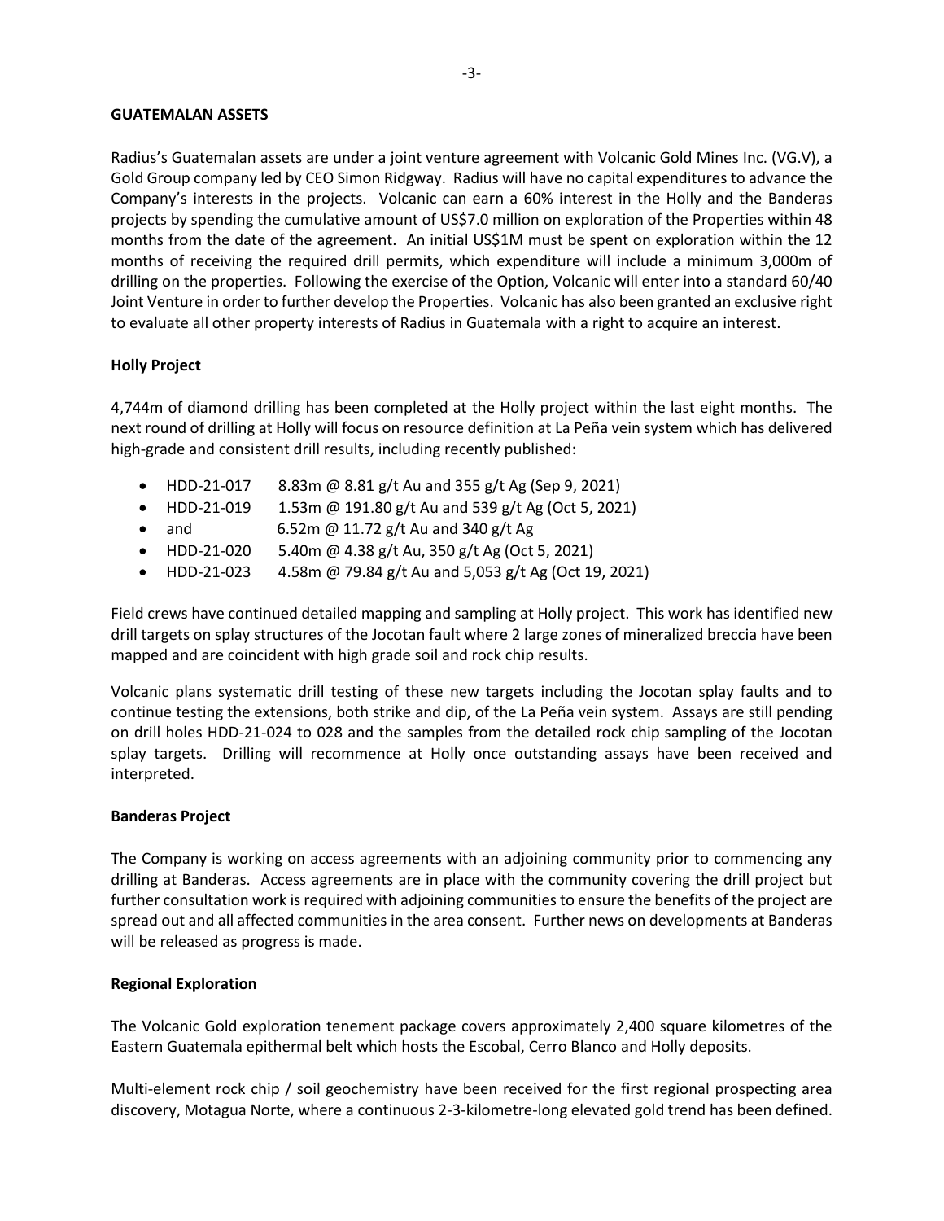**GUATEMALAN ASSETS**

Radius's Guatemalan assets are under a joint venture agreement with Volcanic Gold Mines Inc. (VG.V), a Gold Group company led by CEO Simon Ridgway. Radius will have no capital expenditures to advance the Company's interests in the projects. Volcanic can earn a 60% interest in the Holly and the Banderas projects by spending the cumulative amount of US$7.0 million on exploration of the Properties within 48 months from the date of the agreement. An initial US$1M must be spent on exploration within the 12 months of receiving the required drill permits, which expenditure will include a minimum 3,000m of drilling on the properties. Following the exercise of the Option, Volcanic will enter into a standard 60/40 Joint Venture in order to further develop the Properties. Volcanic has also been granted an exclusive right to evaluate all other property interests of Radius in Guatemala with a right to acquire an interest.

**Holly Project**

4,744m of diamond drilling has been completed at the Holly project within the last eight months. The next round of drilling at Holly will focus on resource definition at La Peña vein system which has delivered high-grade and consistent drill results, including recently published:

- HDD-21-017 8.83m @ 8.81 g/t Au and 355 g/t Ag (Sep 9, 2021)
- HDD-21-019 1.53m @ 191.80 g/t Au and 539 g/t Ag (Oct 5, 2021)
- and 6.52m @ 11.72 g/t Au and 340 g/t Ag
- HDD-21-020 5.40m @ 4.38 g/t Au, 350 g/t Ag (Oct 5, 2021)
- HDD-21-023 4.58m @ 79.84 g/t Au and 5,053 g/t Ag (Oct 19, 2021)

Field crews have continued detailed mapping and sampling at Holly project. This work has identified new drill targets on splay structures of the Jocotan fault where 2 large zones of mineralized breccia have been mapped and are coincident with high grade soil and rock chip results.

Volcanic plans systematic drill testing of these new targets including the Jocotan splay faults and to continue testing the extensions, both strike and dip, of the La Peña vein system. Assays are still pending on drill holes HDD-21-024 to 028 and the samples from the detailed rock chip sampling of the Jocotan splay targets. Drilling will recommence at Holly once outstanding assays have been received and interpreted.

**Banderas Project**

The Company is working on access agreements with an adjoining community prior to commencing any drilling at Banderas. Access agreements are in place with the community covering the drill project but further consultation work is required with adjoining communities to ensure the benefits of the project are spread out and all affected communities in the area consent. Further news on developments at Banderas will be released as progress is made.

**Regional Exploration**

The Volcanic Gold exploration tenement package covers approximately 2,400 square kilometres of the Eastern Guatemala epithermal belt which hosts the Escobal, Cerro Blanco and Holly deposits.

Multi-element rock chip / soil geochemistry have been received for the first regional prospecting area discovery, Motagua Norte, where a continuous 2-3-kilometre-long elevated gold trend has been defined.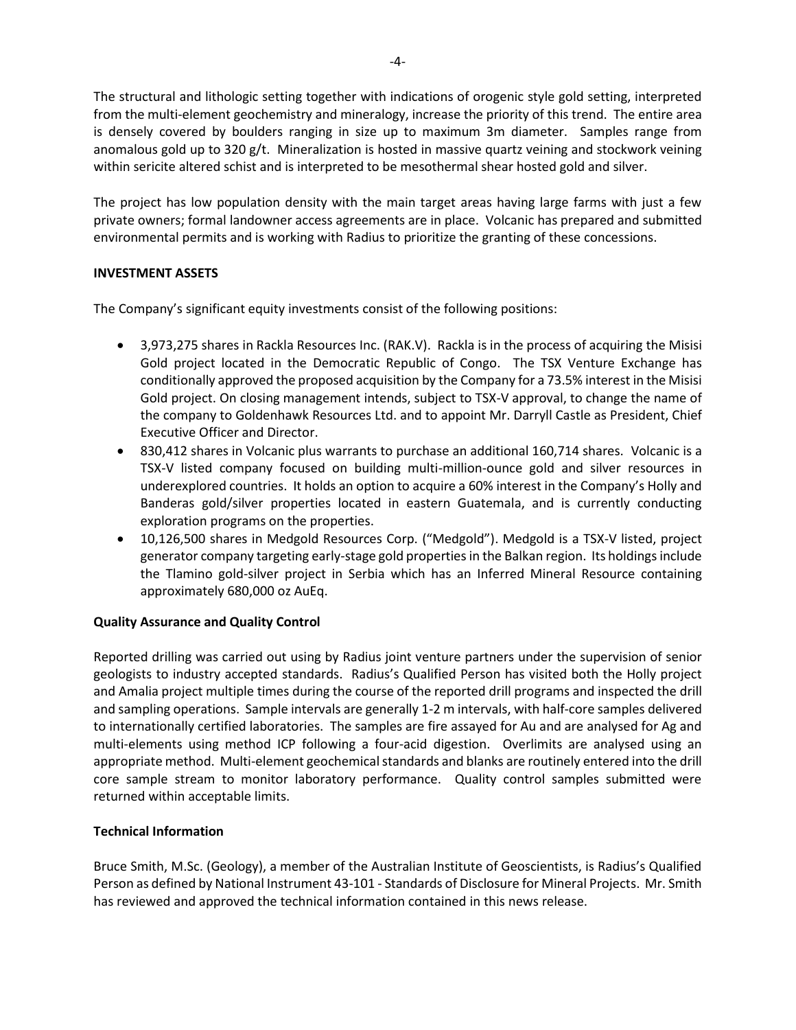The structural and lithologic setting together with indications of orogenic style gold setting, interpreted from the multi-element geochemistry and mineralogy, increase the priority of this trend. The entire area is densely covered by boulders ranging in size up to maximum 3m diameter. Samples range from anomalous gold up to 320 g/t. Mineralization is hosted in massive quartz veining and stockwork veining within sericite altered schist and is interpreted to be mesothermal shear hosted gold and silver.

The project has low population density with the main target areas having large farms with just a few private owners; formal landowner access agreements are in place. Volcanic has prepared and submitted environmental permits and is working with Radius to prioritize the granting of these concessions.

**INVESTMENT ASSETS**

The Company's significant equity investments consist of the following positions:

- 3,973,275 shares in Rackla Resources Inc. (RAK.V). Rackla is in the process of acquiring the Misisi Gold project located in the Democratic Republic of Congo. The TSX Venture Exchange has conditionally approved the proposed acquisition by the Company for a 73.5% interest in the Misisi Gold project. On closing management intends, subject to TSX-V approval, to change the name of the company to Goldenhawk Resources Ltd. and to appoint Mr. Darryll Castle as President, Chief Executive Officer and Director.
- 830,412 shares in Volcanic plus warrants to purchase an additional 160,714 shares. Volcanic is a TSX-V listed company focused on building multi-million-ounce gold and silver resources in underexplored countries. It holds an option to acquire a 60% interest in the Company's Holly and Banderas gold/silver properties located in eastern Guatemala, and is currently conducting exploration programs on the properties.
- 10,126,500 shares in Medgold Resources Corp. ("Medgold"). Medgold is a TSX-V listed, project generator company targeting early-stage gold properties in the Balkan region. Its holdings include the Tlamino gold-silver project in Serbia which has an Inferred Mineral Resource containing approximately 680,000 oz AuEq.

**Quality Assurance and Quality Control**

Reported drilling was carried out using by Radius joint venture partners under the supervision of senior geologists to industry accepted standards. Radius's Qualified Person has visited both the Holly project and Amalia project multiple times during the course of the reported drill programs and inspected the drill and sampling operations. Sample intervals are generally 1-2 m intervals, with half-core samples delivered to internationally certified laboratories. The samples are fire assayed for Au and are analysed for Ag and multi-elements using method ICP following a four-acid digestion. Overlimits are analysed using an appropriate method. Multi-element geochemical standards and blanks are routinely entered into the drill core sample stream to monitor laboratory performance. Quality control samples submitted were returned within acceptable limits.

**Technical Information**

Bruce Smith, M.Sc. (Geology), a member of the Australian Institute of Geoscientists, is Radius's Qualified Person as defined by National Instrument 43-101 - Standards of Disclosure for Mineral Projects. Mr. Smith has reviewed and approved the technical information contained in this news release.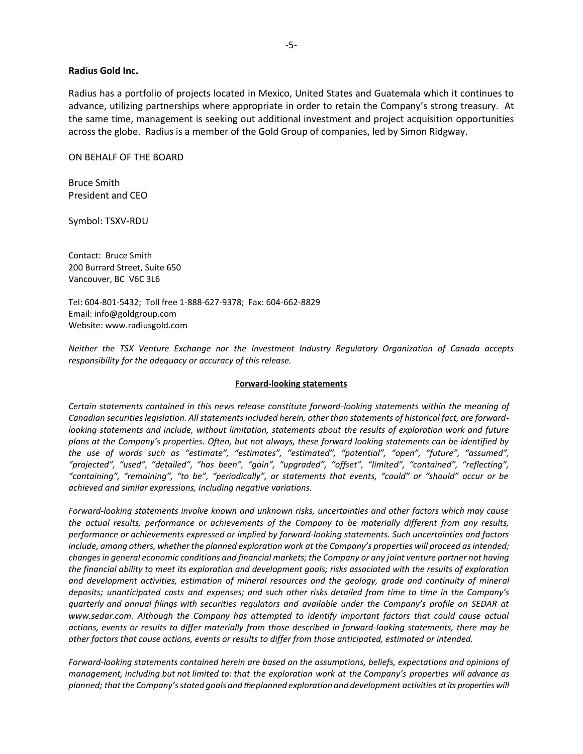**Radius Gold Inc.**

Radius has a portfolio of projects located in Mexico, United States and Guatemala which it continues to advance, utilizing partnerships where appropriate in order to retain the Company's strong treasury. At the same time, management is seeking out additional investment and project acquisition opportunities across the globe. Radius is a member of the Gold Group of companies, led by Simon Ridgway.

ON BEHALF OF THE BOARD

Bruce Smith
President and CEO

Symbol: TSXV-RDU

Contact: Bruce Smith
200 Burrard Street, Suite 650
Vancouver, BC V6C 3L6

Tel: 604-801-5432; Toll free 1-888-627-9378; Fax: 604-662-8829
Email: info@goldgroup.com
Website: www.radiusgold.com

*Neither the TSX Venture Exchange nor the Investment Industry Regulatory Organization of Canada accepts responsibility for the adequacy or accuracy of this release.*

**Forward-looking statements**

*Certain statements contained in this news release constitute forward-looking statements within the meaning of Canadian securities legislation. All statements included herein, other than statements of historical fact, are forward-looking statements and include, without limitation, statements about the results of exploration work and future plans at the Company's properties. Often, but not always, these forward looking statements can be identified by the use of words such as "estimate", "estimates", "estimated", "potential", "open", "future", "assumed", "projected", "used", "detailed", "has been", "gain", "upgraded", "offset", "limited", "contained", "reflecting", "containing", "remaining", "to be", "periodically", or statements that events, "could" or "should" occur or be achieved and similar expressions, including negative variations.*

*Forward-looking statements involve known and unknown risks, uncertainties and other factors which may cause the actual results, performance or achievements of the Company to be materially different from any results, performance or achievements expressed or implied by forward-looking statements. Such uncertainties and factors include, among others, whether the planned exploration work at the Company's properties will proceed as intended; changes in general economic conditions and financial markets; the Company or any joint venture partner not having the financial ability to meet its exploration and development goals; risks associated with the results of exploration and development activities, estimation of mineral resources and the geology, grade and continuity of mineral deposits; unanticipated costs and expenses; and such other risks detailed from time to time in the Company's quarterly and annual filings with securities regulators and available under the Company's profile on SEDAR at www.sedar.com. Although the Company has attempted to identify important factors that could cause actual actions, events or results to differ materially from those described in forward-looking statements, there may be other factors that cause actions, events or results to differ from those anticipated, estimated or intended.*

*Forward-looking statements contained herein are based on the assumptions, beliefs, expectations and opinions of management, including but not limited to: that the exploration work at the Company's properties will advance as planned; that the Company's stated goals and the planned exploration and development activities at its properties will*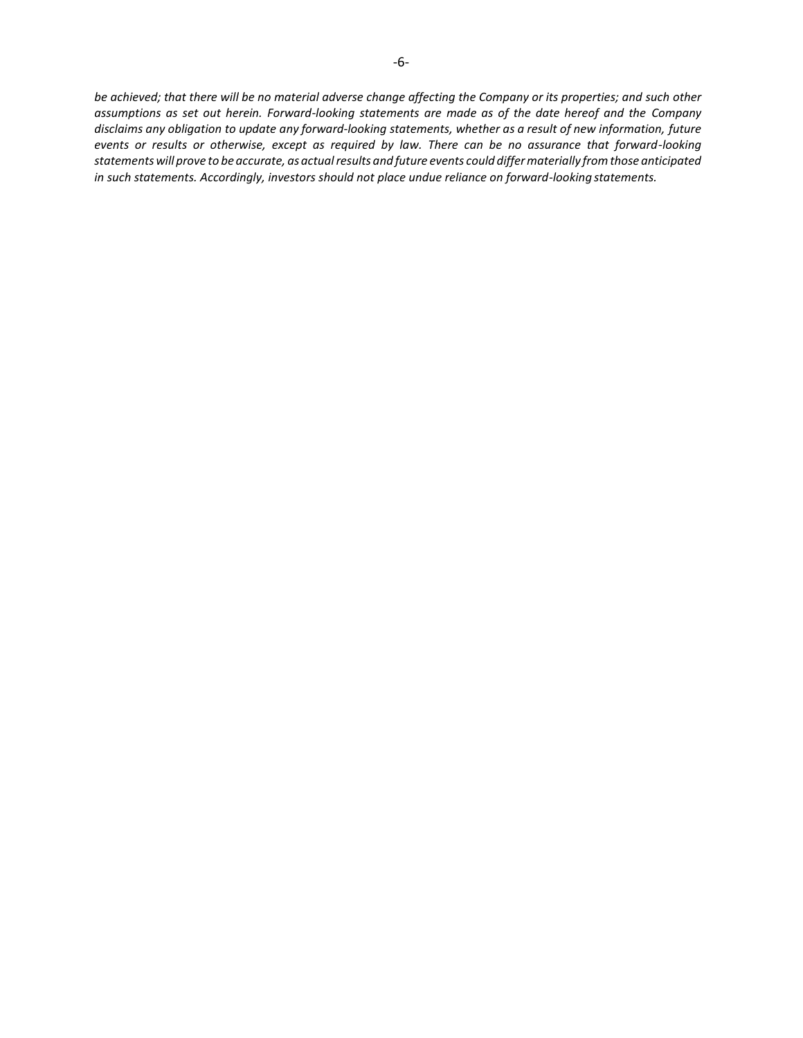*be achieved; that there will be no material adverse change affecting the Company or its properties; and such other assumptions as set out herein. Forward-looking statements are made as of the date hereof and the Company disclaims any obligation to update any forward-looking statements, whether as a result of new information, future events or results or otherwise, except as required by law. There can be no assurance that forward-looking statements will prove to be accurate, as actual results and future events could differ materially from those anticipated in such statements. Accordingly, investors should not place undue reliance on forward-looking statements.*